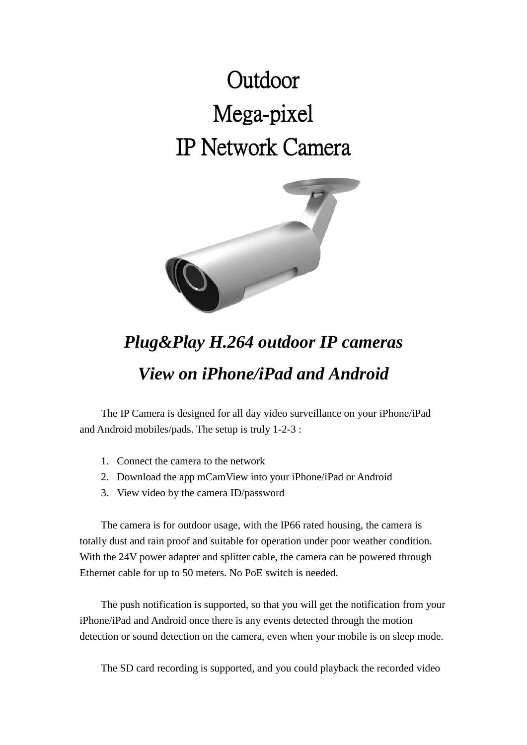# Outdoor
# Mega-pixel
# IP Network Camera

## *Plug&Play H.264 outdoor IP cameras*
## *View on iPhone/iPad and Android*

The IP Camera is designed for all day video surveillance on your iPhone/iPad and Android mobiles/pads. The setup is truly 1-2-3 :

1. Connect the camera to the network
2. Download the app mCamView into your iPhone/iPad or Android
3. View video by the camera ID/password

The camera is for outdoor usage, with the IP66 rated housing, the camera is totally dust and rain proof and suitable for operation under poor weather condition. With the 24V power adapter and splitter cable, the camera can be powered through Ethernet cable for up to 50 meters. No PoE switch is needed.

The push notification is supported, so that you will get the notification from your iPhone/iPad and Android once there is any events detected through the motion detection or sound detection on the camera, even when your mobile is on sleep mode.

The SD card recording is supported, and you could playback the recorded video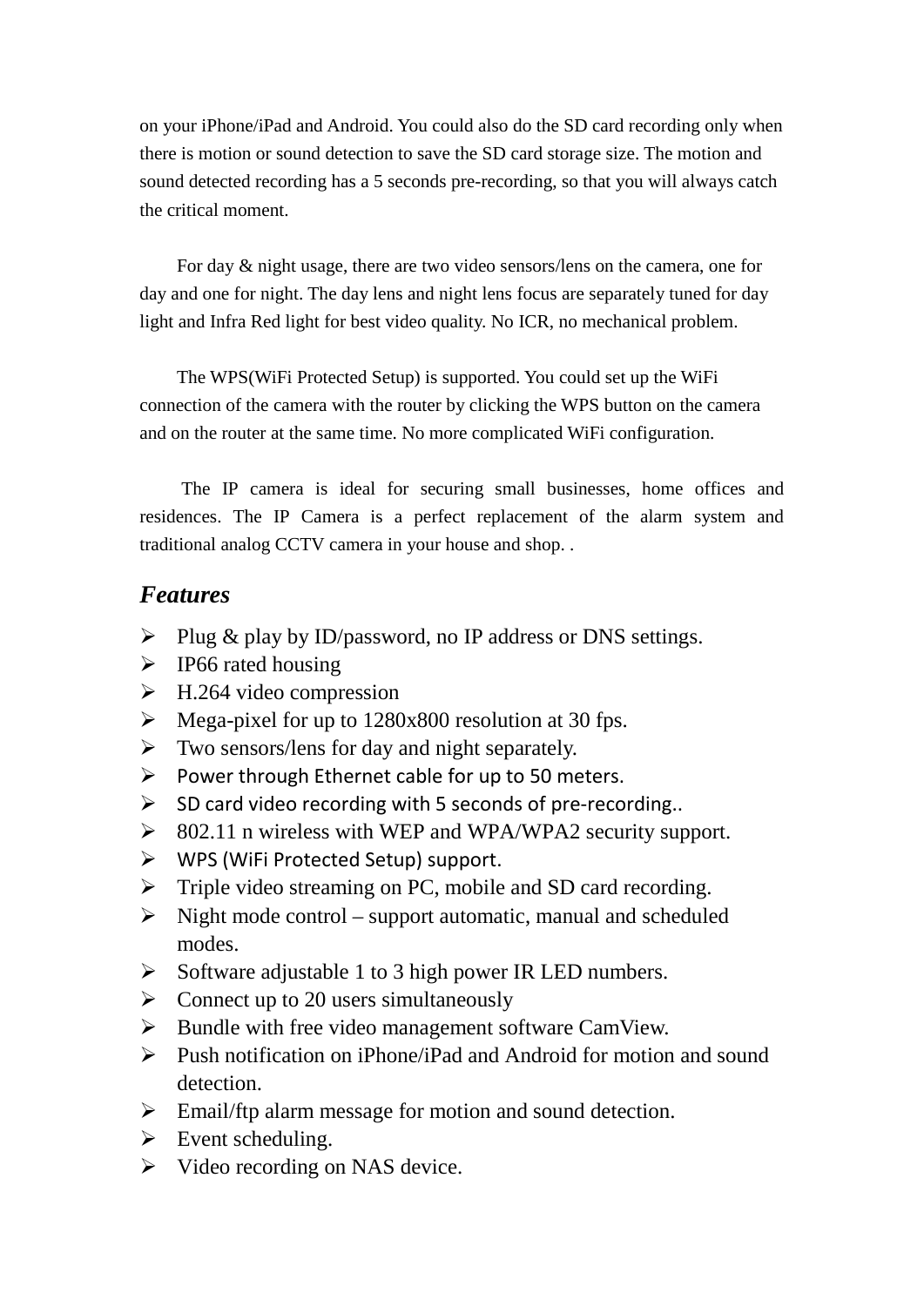on your iPhone/iPad and Android. You could also do the SD card recording only when there is motion or sound detection to save the SD card storage size. The motion and sound detected recording has a 5 seconds pre-recording, so that you will always catch the critical moment.

For day & night usage, there are two video sensors/lens on the camera, one for day and one for night. The day lens and night lens focus are separately tuned for day light and Infra Red light for best video quality. No ICR, no mechanical problem.

The WPS(WiFi Protected Setup) is supported. You could set up the WiFi connection of the camera with the router by clicking the WPS button on the camera and on the router at the same time. No more complicated WiFi configuration.

The IP camera is ideal for securing small businesses, home offices and residences. The IP Camera is a perfect replacement of the alarm system and traditional analog CCTV camera in your house and shop. .

## *Features*

- Plug & play by ID/password, no IP address or DNS settings.
- IP66 rated housing
- H.264 video compression
- Mega-pixel for up to 1280x800 resolution at 30 fps.
- Two sensors/lens for day and night separately.
- Power through Ethernet cable for up to 50 meters.
- SD card video recording with 5 seconds of pre-recording..
- 802.11 n wireless with WEP and WPA/WPA2 security support.
- WPS (WiFi Protected Setup) support.
- Triple video streaming on PC, mobile and SD card recording.
- Night mode control – support automatic, manual and scheduled modes.
- Software adjustable 1 to 3 high power IR LED numbers.
- Connect up to 20 users simultaneously
- Bundle with free video management software CamView.
- Push notification on iPhone/iPad and Android for motion and sound detection.
- Email/ftp alarm message for motion and sound detection.
- Event scheduling.
- Video recording on NAS device.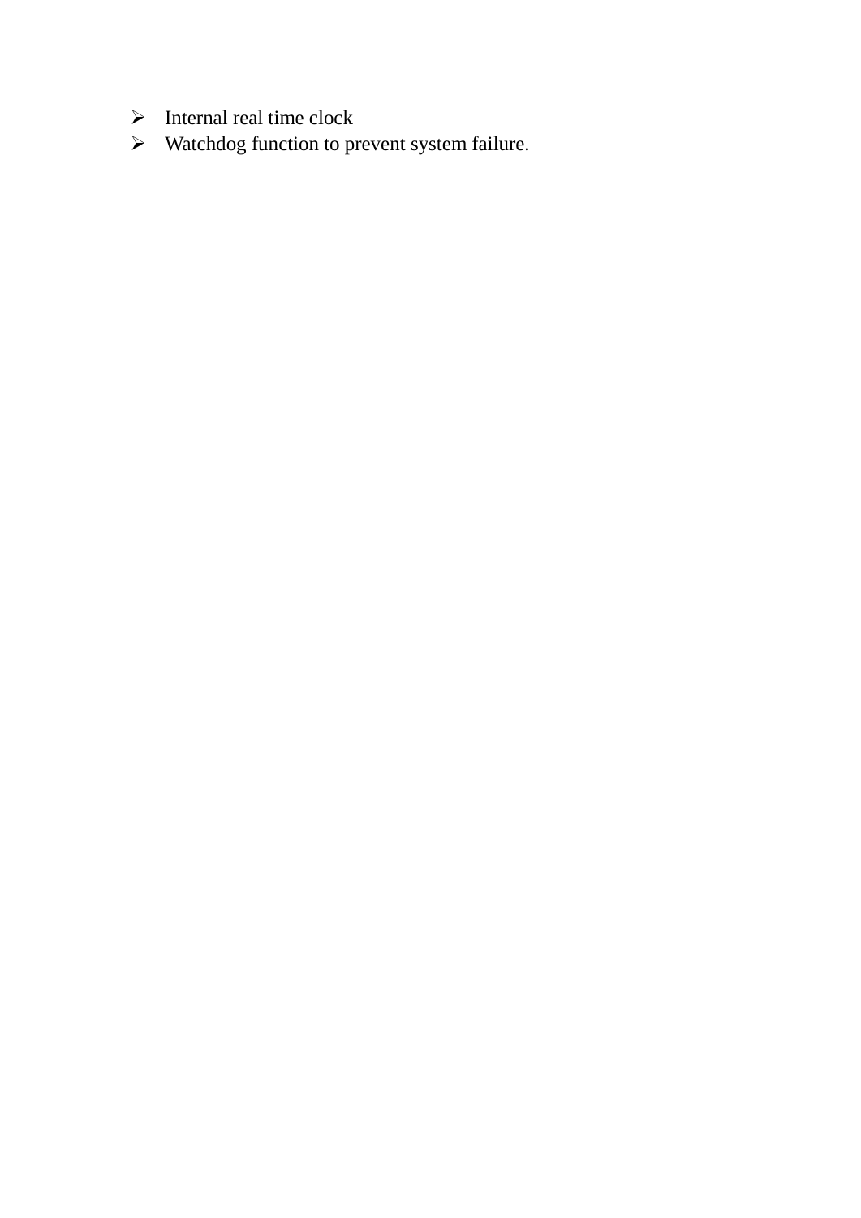- Internal real time clock
- Watchdog function to prevent system failure.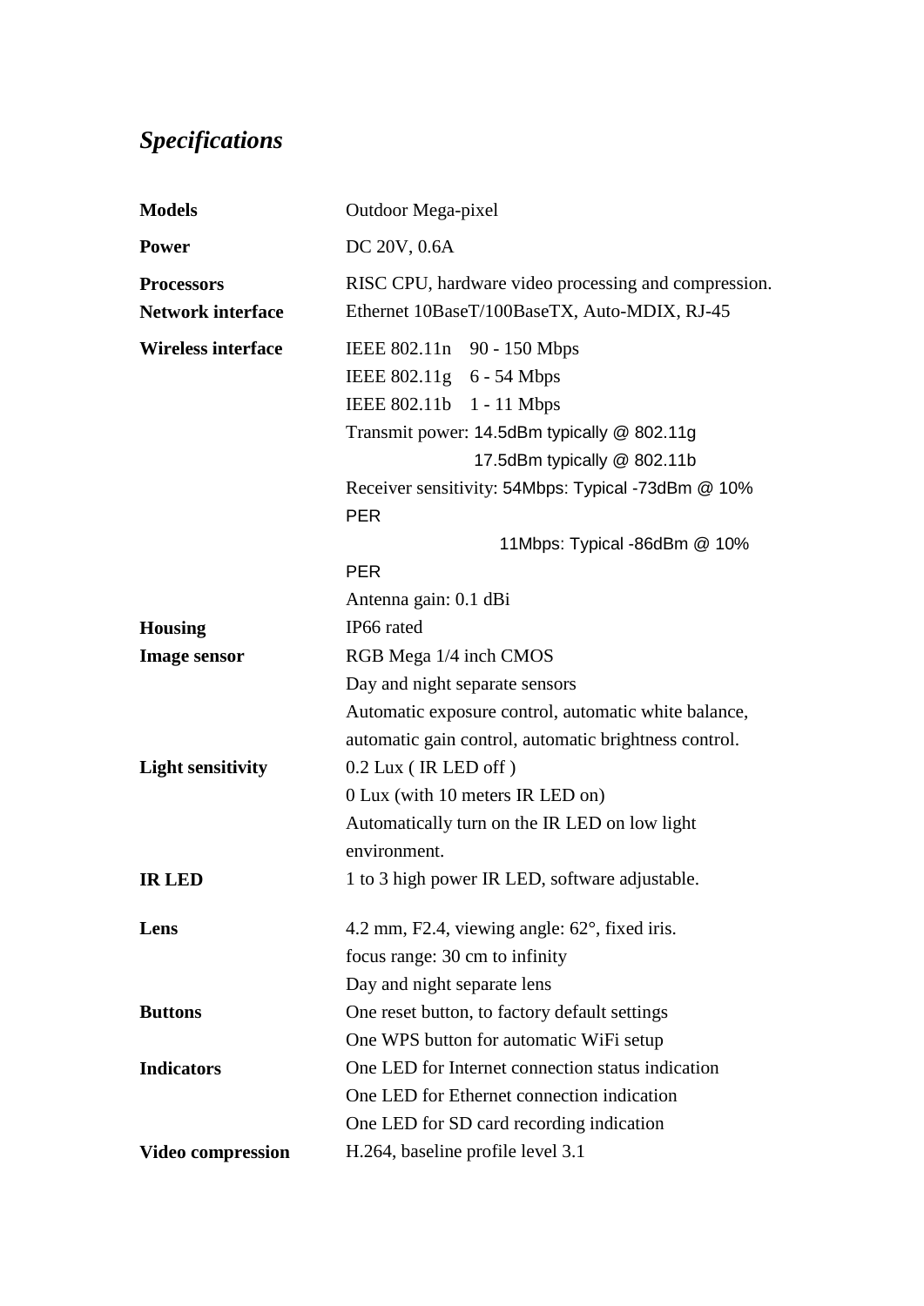## *Specifications*

| | |
|---|---|
| **Models** | Outdoor Mega-pixel |
| **Power** | DC 20V, 0.6A |
| **Processors** | RISC CPU, hardware video processing and compression. |
| **Network interface** | Ethernet 10BaseT/100BaseTX, Auto-MDIX, RJ-45 |
| **Wireless interface** | IEEE 802.11n 90 - 150 Mbps<br>IEEE 802.11g 6 - 54 Mbps<br>IEEE 802.11b 1 - 11 Mbps<br>Transmit power: 14.5dBm typically @ 802.11g<br>17.5dBm typically @ 802.11b<br>Receiver sensitivity: 54Mbps: Typical -73dBm @ 10% PER<br>11Mbps: Typical -86dBm @ 10% PER<br>Antenna gain: 0.1 dBi |
| **Housing** | IP66 rated |
| **Image sensor** | RGB Mega 1/4 inch CMOS<br>Day and night separate sensors<br>Automatic exposure control, automatic white balance, automatic gain control, automatic brightness control. |
| **Light sensitivity** | 0.2 Lux ( IR LED off )<br>0 Lux (with 10 meters IR LED on)<br>Automatically turn on the IR LED on low light environment. |
| **IR LED** | 1 to 3 high power IR LED, software adjustable. |
| **Lens** | 4.2 mm, F2.4, viewing angle: 62°, fixed iris.<br>focus range: 30 cm to infinity<br>Day and night separate lens |
| **Buttons** | One reset button, to factory default settings<br>One WPS button for automatic WiFi setup |
| **Indicators** | One LED for Internet connection status indication<br>One LED for Ethernet connection indication<br>One LED for SD card recording indication |
| **Video compression** | H.264, baseline profile level 3.1 |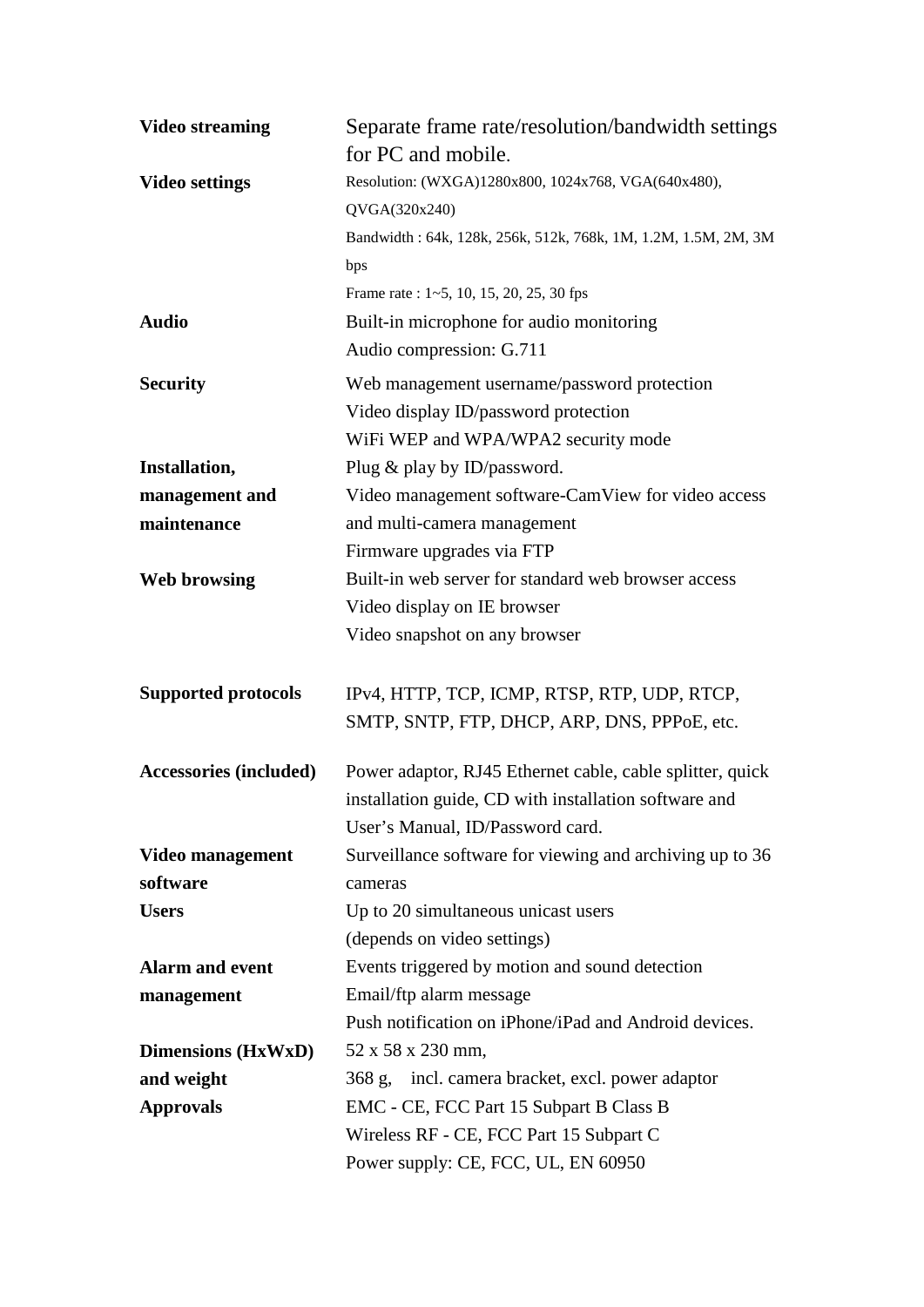| | |
|---|---|
| **Video streaming** | Separate frame rate/resolution/bandwidth settings for PC and mobile. |
| **Video settings** | Resolution: (WXGA)1280x800, 1024x768, VGA(640x480), QVGA(320x240)<br>Bandwidth : 64k, 128k, 256k, 512k, 768k, 1M, 1.2M, 1.5M, 2M, 3M bps<br>Frame rate : 1~5, 10, 15, 20, 25, 30 fps |
| **Audio** | Built-in microphone for audio monitoring<br>Audio compression: G.711 |
| **Security** | Web management username/password protection<br>Video display ID/password protection<br>WiFi WEP and WPA/WPA2 security mode |
| **Installation, management and maintenance** | Plug & play by ID/password.<br>Video management software-CamView for video access and multi-camera management<br>Firmware upgrades via FTP |
| **Web browsing** | Built-in web server for standard web browser access<br>Video display on IE browser<br>Video snapshot on any browser |
| **Supported protocols** | IPv4, HTTP, TCP, ICMP, RTSP, RTP, UDP, RTCP, SMTP, SNTP, FTP, DHCP, ARP, DNS, PPPoE, etc. |
| **Accessories (included)** | Power adaptor, RJ45 Ethernet cable, cable splitter, quick installation guide, CD with installation software and User's Manual, ID/Password card. |
| **Video management software** | Surveillance software for viewing and archiving up to 36 cameras |
| **Users** | Up to 20 simultaneous unicast users<br>(depends on video settings) |
| **Alarm and event management** | Events triggered by motion and sound detection<br>Email/ftp alarm message<br>Push notification on iPhone/iPad and Android devices. |
| **Dimensions (HxWxD) and weight** | 52 x 58 x 230 mm,<br>368 g, incl. camera bracket, excl. power adaptor |
| **Approvals** | EMC - CE, FCC Part 15 Subpart B Class B<br>Wireless RF - CE, FCC Part 15 Subpart C<br>Power supply: CE, FCC, UL, EN 60950 |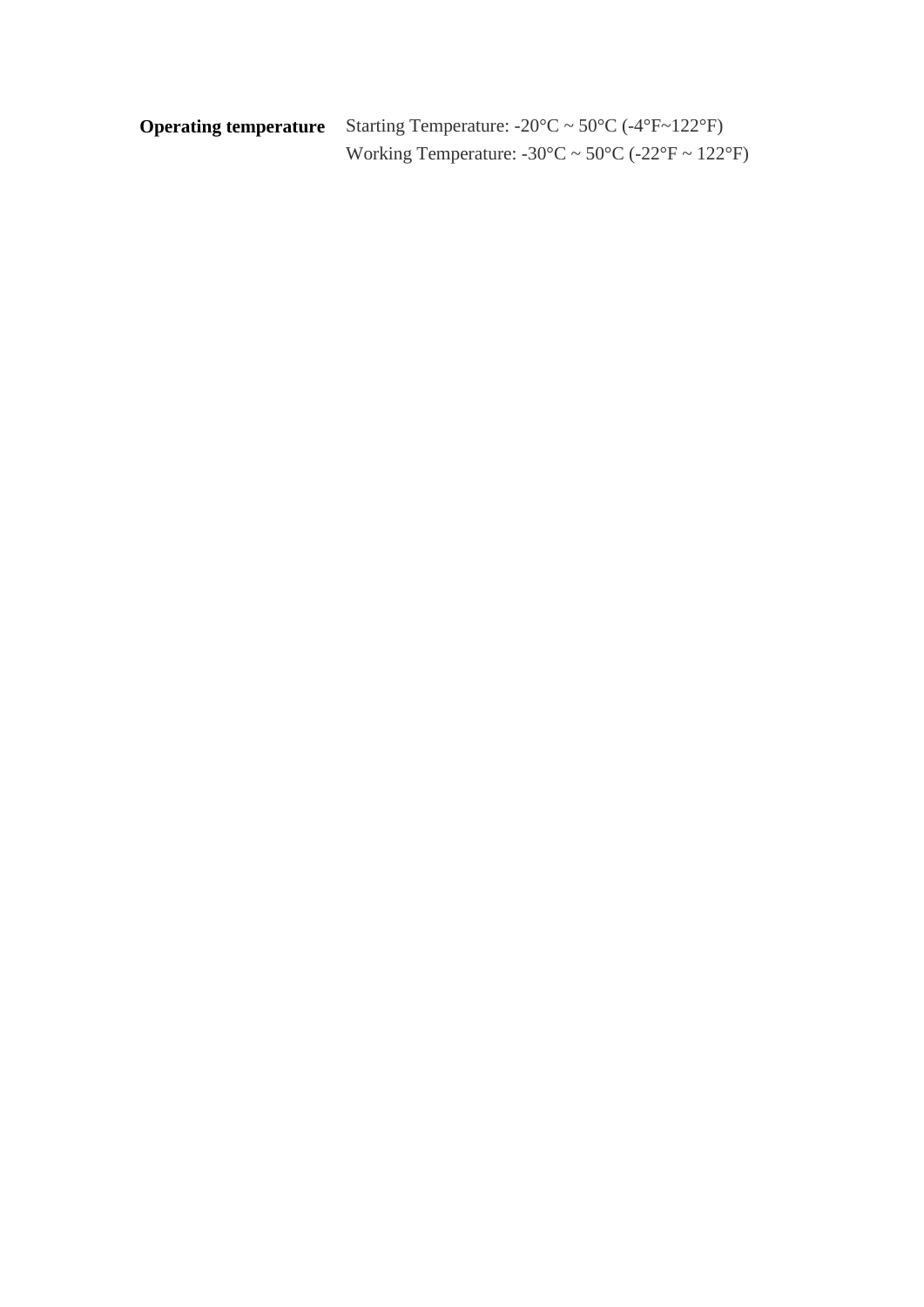| | |
|---|---|
| **Operating temperature** | Starting Temperature: -20°C ~ 50°C (-4°F~122°F)<br>Working Temperature: -30°C ~ 50°C (-22°F ~ 122°F) |